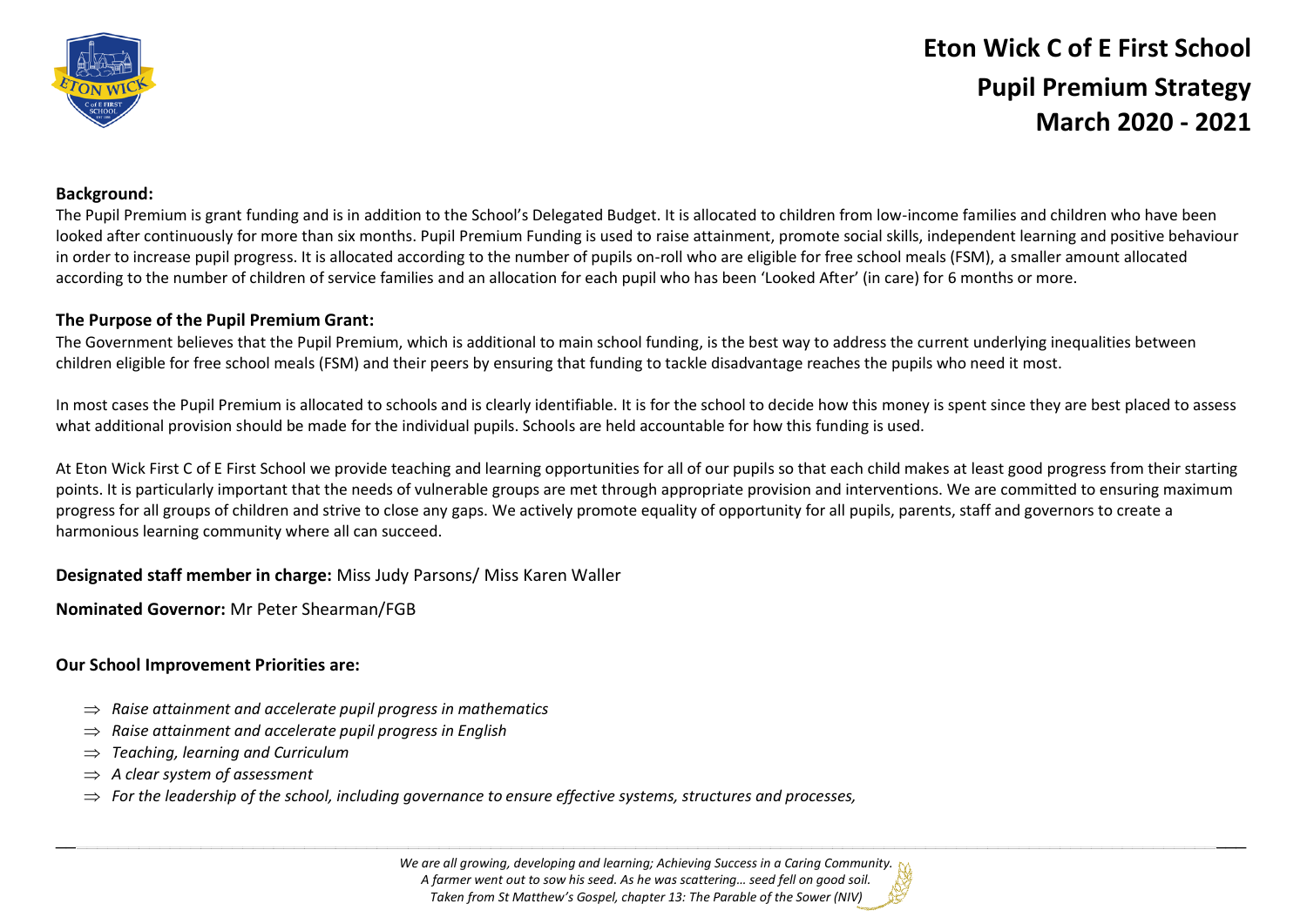# Eton Wick C of E First School
## Pupil Premium Strategy
## March 2020 - 2021

**Background:**
The Pupil Premium is grant funding and is in addition to the School's Delegated Budget. It is allocated to children from low-income families and children who have been looked after continuously for more than six months. Pupil Premium Funding is used to raise attainment, promote social skills, independent learning and positive behaviour in order to increase pupil progress. It is allocated according to the number of pupils on-roll who are eligible for free school meals (FSM), a smaller amount allocated according to the number of children of service families and an allocation for each pupil who has been 'Looked After' (in care) for 6 months or more.

**The Purpose of the Pupil Premium Grant:**
The Government believes that the Pupil Premium, which is additional to main school funding, is the best way to address the current underlying inequalities between children eligible for free school meals (FSM) and their peers by ensuring that funding to tackle disadvantage reaches the pupils who need it most.

In most cases the Pupil Premium is allocated to schools and is clearly identifiable. It is for the school to decide how this money is spent since they are best placed to assess what additional provision should be made for the individual pupils. Schools are held accountable for how this funding is used.

At Eton Wick First C of E First School we provide teaching and learning opportunities for all of our pupils so that each child makes at least good progress from their starting points. It is particularly important that the needs of vulnerable groups are met through appropriate provision and interventions. We are committed to ensuring maximum progress for all groups of children and strive to close any gaps. We actively promote equality of opportunity for all pupils, parents, staff and governors to create a harmonious learning community where all can succeed.

**Designated staff member in charge:** Miss Judy Parsons/ Miss Karen Waller

**Nominated Governor:** Mr Peter Shearman/FGB

**Our School Improvement Priorities are:**

- ⇒ *Raise attainment and accelerate pupil progress in mathematics*
- ⇒ *Raise attainment and accelerate pupil progress in English*
- ⇒ *Teaching, learning and Curriculum*
- ⇒ *A clear system of assessment*
- ⇒ *For the leadership of the school, including governance to ensure effective systems, structures and processes,*

*We are all growing, developing and learning; Achieving Success in a Caring Community.*
*A farmer went out to sow his seed. As he was scattering… seed fell on good soil.*
*Taken from St Matthew's Gospel, chapter 13: The Parable of the Sower (NIV)*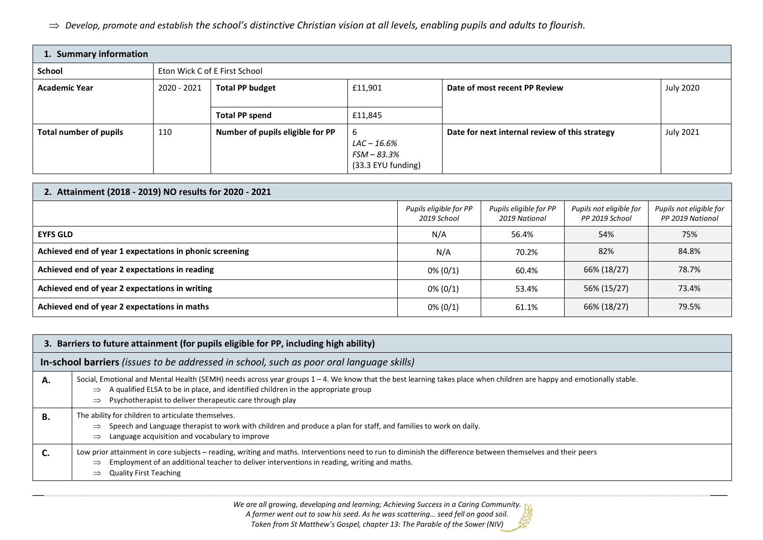⇒ *Develop, promote and establish the school's distinctive Christian vision at all levels, enabling pupils and adults to flourish.*

| **1. Summary information** | | | | | |
|---|---|---|---|---|---|
| **School** | Eton Wick C of E First School | | | | |
| **Academic Year** | 2020 - 2021 | **Total PP budget** | £11,901 | **Date of most recent PP Review** | July 2020 |
| | | **Total PP spend** | £11,845 | | |
| **Total number of pupils** | 110 | **Number of pupils eligible for PP** | 6<br>*LAC – 16.6%*<br>*FSM – 83.3%*<br>(33.3 EYU funding) | **Date for next internal review of this strategy** | July 2021 |

| **2. Attainment (2018 - 2019) NO results for 2020 - 2021** | *Pupils eligible for PP 2019 School* | *Pupils eligible for PP 2019 National* | *Pupils not eligible for PP 2019 School* | *Pupils not eligible for PP 2019 National* |
|---|---|---|---|---|
| **EYFS GLD** | N/A | 56.4% | 54% | 75% |
| **Achieved end of year 1 expectations in phonic screening** | N/A | 70.2% | 82% | 84.8% |
| **Achieved end of year 2 expectations in reading** | 0% (0/1) | 60.4% | 66% (18/27) | 78.7% |
| **Achieved end of year 2 expectations in writing** | 0% (0/1) | 53.4% | 56% (15/27) | 73.4% |
| **Achieved end of year 2 expectations in maths** | 0% (0/1) | 61.1% | 66% (18/27) | 79.5% |

| **3. Barriers to future attainment (for pupils eligible for PP, including high ability)** | |
|---|---|
| **In-school barriers** *(issues to be addressed in school, such as poor oral language skills)* | |
| **A.** | Social, Emotional and Mental Health (SEMH) needs across year groups 1 – 4. We know that the best learning takes place when children are happy and emotionally stable.<br>⇒ A qualified ELSA to be in place, and identified children in the appropriate group<br>⇒ Psychotherapist to deliver therapeutic care through play |
| **B.** | The ability for children to articulate themselves.<br>⇒ Speech and Language therapist to work with children and produce a plan for staff, and families to work on daily.<br>⇒ Language acquisition and vocabulary to improve |
| **C.** | Low prior attainment in core subjects – reading, writing and maths. Interventions need to run to diminish the difference between themselves and their peers<br>⇒ Employment of an additional teacher to deliver interventions in reading, writing and maths.<br>⇒ Quality First Teaching |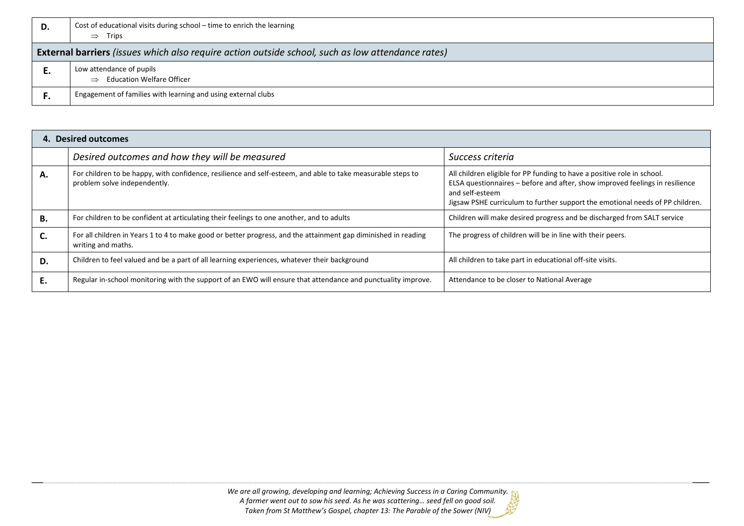| | |
|---|---|
| **D.** | Cost of educational visits during school – time to enrich the learning<br>⇒ Trips |
| **External barriers** *(issues which also require action outside school, such as low attendance rates)* | |
| **E.** | Low attendance of pupils<br>⇒ Education Welfare Officer |
| **F.** | Engagement of families with learning and using external clubs |

| **4. Desired outcomes** | | |
|---|---|---|
| | *Desired outcomes and how they will be measured* | *Success criteria* |
| **A.** | For children to be happy, with confidence, resilience and self-esteem, and able to take measurable steps to problem solve independently. | All children eligible for PP funding to have a positive role in school.<br>ELSA questionnaires – before and after, show improved feelings in resilience and self-esteem<br>Jigsaw PSHE curriculum to further support the emotional needs of PP children. |
| **B.** | For children to be confident at articulating their feelings to one another, and to adults | Children will make desired progress and be discharged from SALT service |
| **C.** | For all children in Years 1 to 4 to make good or better progress, and the attainment gap diminished in reading writing and maths. | The progress of children will be in line with their peers. |
| **D.** | Children to feel valued and be a part of all learning experiences, whatever their background | All children to take part in educational off-site visits. |
| **E.** | Regular in-school monitoring with the support of an EWO will ensure that attendance and punctuality improve. | Attendance to be closer to National Average |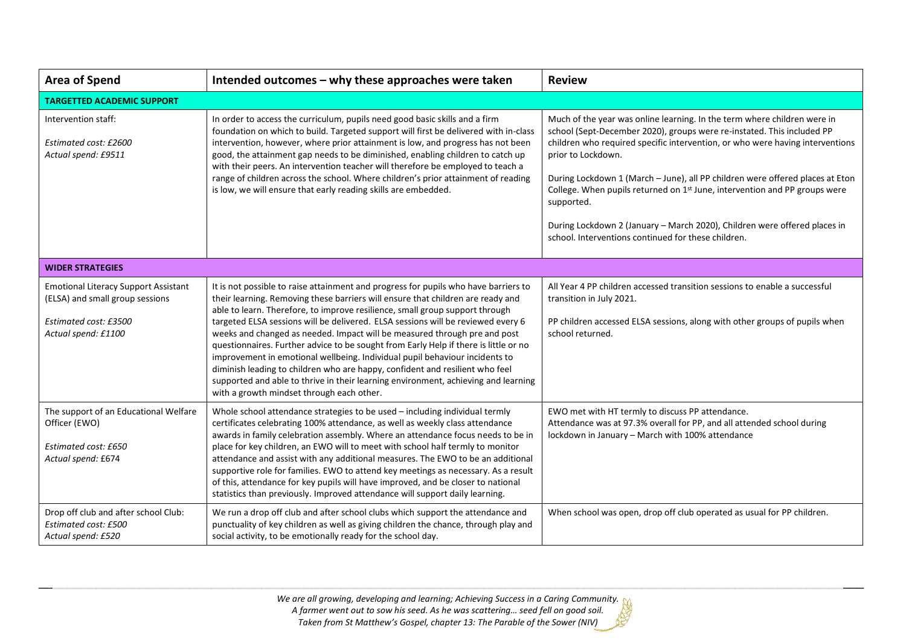| Area of Spend | Intended outcomes – why these approaches were taken | Review |
|---|---|---|
| **TARGETTED ACADEMIC SUPPORT** | | |
| Intervention staff:<br><br>*Estimated cost: £2600*<br>*Actual spend: £9511* | In order to access the curriculum, pupils need good basic skills and a firm foundation on which to build. Targeted support will first be delivered with in-class intervention, however, where prior attainment is low, and progress has not been good, the attainment gap needs to be diminished, enabling children to catch up with their peers. An intervention teacher will therefore be employed to teach a range of children across the school. Where children's prior attainment of reading is low, we will ensure that early reading skills are embedded. | Much of the year was online learning. In the term where children were in school (Sept-December 2020), groups were re-instated. This included PP children who required specific intervention, or who were having interventions prior to Lockdown.<br><br>During Lockdown 1 (March – June), all PP children were offered places at Eton College. When pupils returned on 1st June, intervention and PP groups were supported.<br><br>During Lockdown 2 (January – March 2020), Children were offered places in school. Interventions continued for these children. |
| **WIDER STRATEGIES** | | |
| Emotional Literacy Support Assistant (ELSA) and small group sessions<br><br>*Estimated cost: £3500*<br>*Actual spend: £1100* | It is not possible to raise attainment and progress for pupils who have barriers to their learning. Removing these barriers will ensure that children are ready and able to learn. Therefore, to improve resilience, small group support through targeted ELSA sessions will be delivered. ELSA sessions will be reviewed every 6 weeks and changed as needed. Impact will be measured through pre and post questionnaires. Further advice to be sought from Early Help if there is little or no improvement in emotional wellbeing. Individual pupil behaviour incidents to diminish leading to children who are happy, confident and resilient who feel supported and able to thrive in their learning environment, achieving and learning with a growth mindset through each other. | All Year 4 PP children accessed transition sessions to enable a successful transition in July 2021.<br><br>PP children accessed ELSA sessions, along with other groups of pupils when school returned. |
| The support of an Educational Welfare Officer (EWO)<br><br>*Estimated cost: £650*<br>*Actual spend: £674* | Whole school attendance strategies to be used – including individual termly certificates celebrating 100% attendance, as well as weekly class attendance awards in family celebration assembly. Where an attendance focus needs to be in place for key children, an EWO will to meet with school half termly to monitor attendance and assist with any additional measures. The EWO to be an additional supportive role for families. EWO to attend key meetings as necessary. As a result of this, attendance for key pupils will have improved, and be closer to national statistics than previously. Improved attendance will support daily learning. | EWO met with HT termly to discuss PP attendance.<br>Attendance was at 97.3% overall for PP, and all attended school during lockdown in January – March with 100% attendance |
| Drop off club and after school Club:<br>*Estimated cost: £500*<br>*Actual spend: £520* | We run a drop off club and after school clubs which support the attendance and punctuality of key children as well as giving children the chance, through play and social activity, to be emotionally ready for the school day. | When school was open, drop off club operated as usual for PP children. |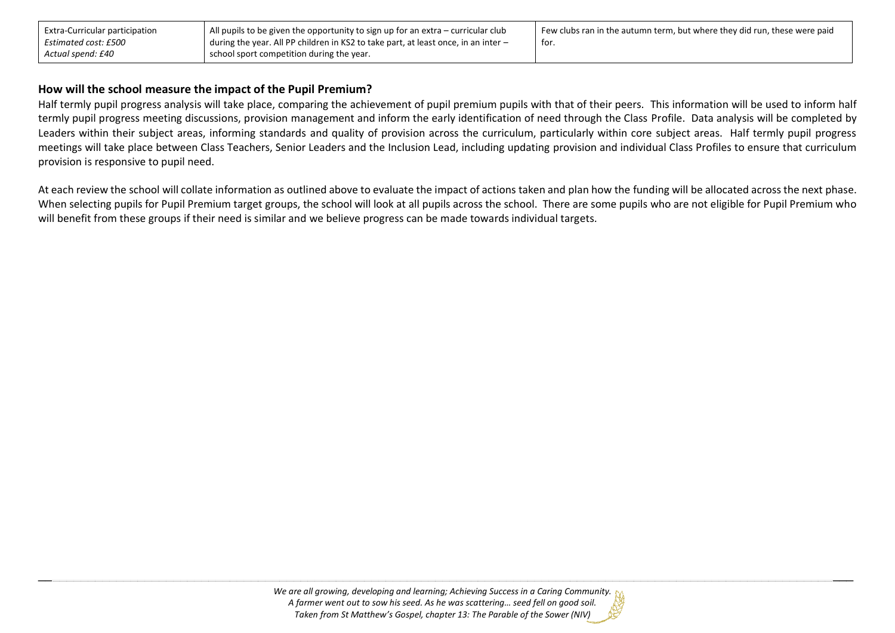| | | |
|---|---|---|
| Extra-Curricular participation<br>*Estimated cost: £500*<br>*Actual spend: £40* | All pupils to be given the opportunity to sign up for an extra – curricular club during the year. All PP children in KS2 to take part, at least once, in an inter – school sport competition during the year. | Few clubs ran in the autumn term, but where they did run, these were paid for. |

## How will the school measure the impact of the Pupil Premium?

Half termly pupil progress analysis will take place, comparing the achievement of pupil premium pupils with that of their peers. This information will be used to inform half termly pupil progress meeting discussions, provision management and inform the early identification of need through the Class Profile. Data analysis will be completed by Leaders within their subject areas, informing standards and quality of provision across the curriculum, particularly within core subject areas. Half termly pupil progress meetings will take place between Class Teachers, Senior Leaders and the Inclusion Lead, including updating provision and individual Class Profiles to ensure that curriculum provision is responsive to pupil need.

At each review the school will collate information as outlined above to evaluate the impact of actions taken and plan how the funding will be allocated across the next phase. When selecting pupils for Pupil Premium target groups, the school will look at all pupils across the school. There are some pupils who are not eligible for Pupil Premium who will benefit from these groups if their need is similar and we believe progress can be made towards individual targets.